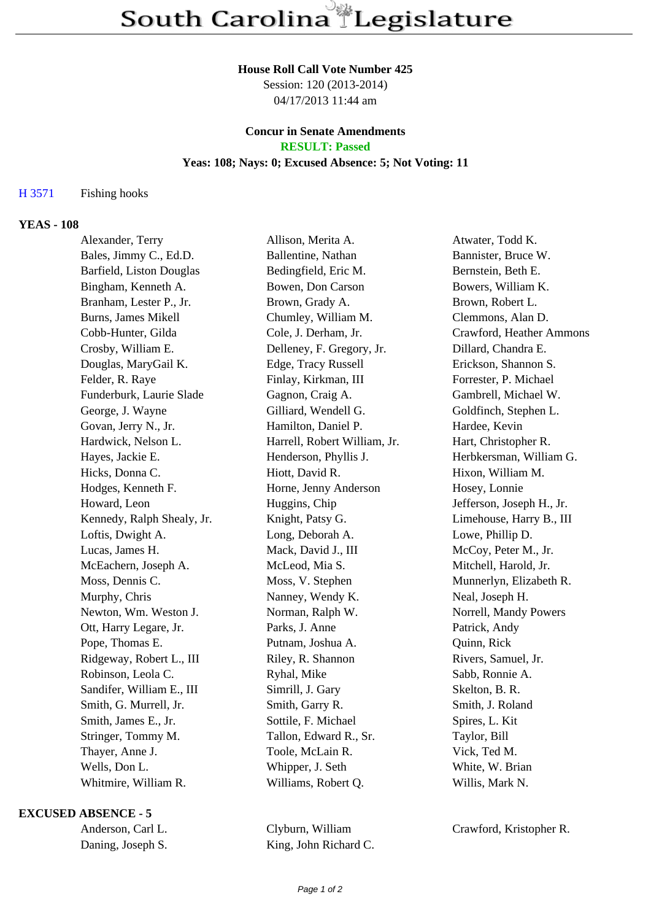# South Carolina Legislature

**House Roll Call Vote Number 425**
Session: 120 (2013-2014)
04/17/2013 11:44 am

**Concur in Senate Amendments**
**RESULT: Passed**
**Yeas: 108; Nays: 0; Excused Absence: 5; Not Voting: 11**

H 3571 Fishing hooks

### YEAS - 108

| | | |
|---|---|---|
| Alexander, Terry | Allison, Merita A. | Atwater, Todd K. |
| Bales, Jimmy C., Ed.D. | Ballentine, Nathan | Bannister, Bruce W. |
| Barfield, Liston Douglas | Bedingfield, Eric M. | Bernstein, Beth E. |
| Bingham, Kenneth A. | Bowen, Don Carson | Bowers, William K. |
| Branham, Lester P., Jr. | Brown, Grady A. | Brown, Robert L. |
| Burns, James Mikell | Chumley, William M. | Clemmons, Alan D. |
| Cobb-Hunter, Gilda | Cole, J. Derham, Jr. | Crawford, Heather Ammons |
| Crosby, William E. | Delleney, F. Gregory, Jr. | Dillard, Chandra E. |
| Douglas, MaryGail K. | Edge, Tracy Russell | Erickson, Shannon S. |
| Felder, R. Raye | Finlay, Kirkman, III | Forrester, P. Michael |
| Funderburk, Laurie Slade | Gagnon, Craig A. | Gambrell, Michael W. |
| George, J. Wayne | Gilliard, Wendell G. | Goldfinch, Stephen L. |
| Govan, Jerry N., Jr. | Hamilton, Daniel P. | Hardee, Kevin |
| Hardwick, Nelson L. | Harrell, Robert William, Jr. | Hart, Christopher R. |
| Hayes, Jackie E. | Henderson, Phyllis J. | Herbkersman, William G. |
| Hicks, Donna C. | Hiott, David R. | Hixon, William M. |
| Hodges, Kenneth F. | Horne, Jenny Anderson | Hosey, Lonnie |
| Howard, Leon | Huggins, Chip | Jefferson, Joseph H., Jr. |
| Kennedy, Ralph Shealy, Jr. | Knight, Patsy G. | Limehouse, Harry B., III |
| Loftis, Dwight A. | Long, Deborah A. | Lowe, Phillip D. |
| Lucas, James H. | Mack, David J., III | McCoy, Peter M., Jr. |
| McEachern, Joseph A. | McLeod, Mia S. | Mitchell, Harold, Jr. |
| Moss, Dennis C. | Moss, V. Stephen | Munnerlyn, Elizabeth R. |
| Murphy, Chris | Nanney, Wendy K. | Neal, Joseph H. |
| Newton, Wm. Weston J. | Norman, Ralph W. | Norrell, Mandy Powers |
| Ott, Harry Legare, Jr. | Parks, J. Anne | Patrick, Andy |
| Pope, Thomas E. | Putnam, Joshua A. | Quinn, Rick |
| Ridgeway, Robert L., III | Riley, R. Shannon | Rivers, Samuel, Jr. |
| Robinson, Leola C. | Ryhal, Mike | Sabb, Ronnie A. |
| Sandifer, William E., III | Simrill, J. Gary | Skelton, B. R. |
| Smith, G. Murrell, Jr. | Smith, Garry R. | Smith, J. Roland |
| Smith, James E., Jr. | Sottile, F. Michael | Spires, L. Kit |
| Stringer, Tommy M. | Tallon, Edward R., Sr. | Taylor, Bill |
| Thayer, Anne J. | Toole, McLain R. | Vick, Ted M. |
| Wells, Don L. | Whipper, J. Seth | White, W. Brian |
| Whitmire, William R. | Williams, Robert Q. | Willis, Mark N. |

### EXCUSED ABSENCE - 5

| | | |
|---|---|---|
| Anderson, Carl L. | Clyburn, William | Crawford, Kristopher R. |
| Daning, Joseph S. | King, John Richard C. | |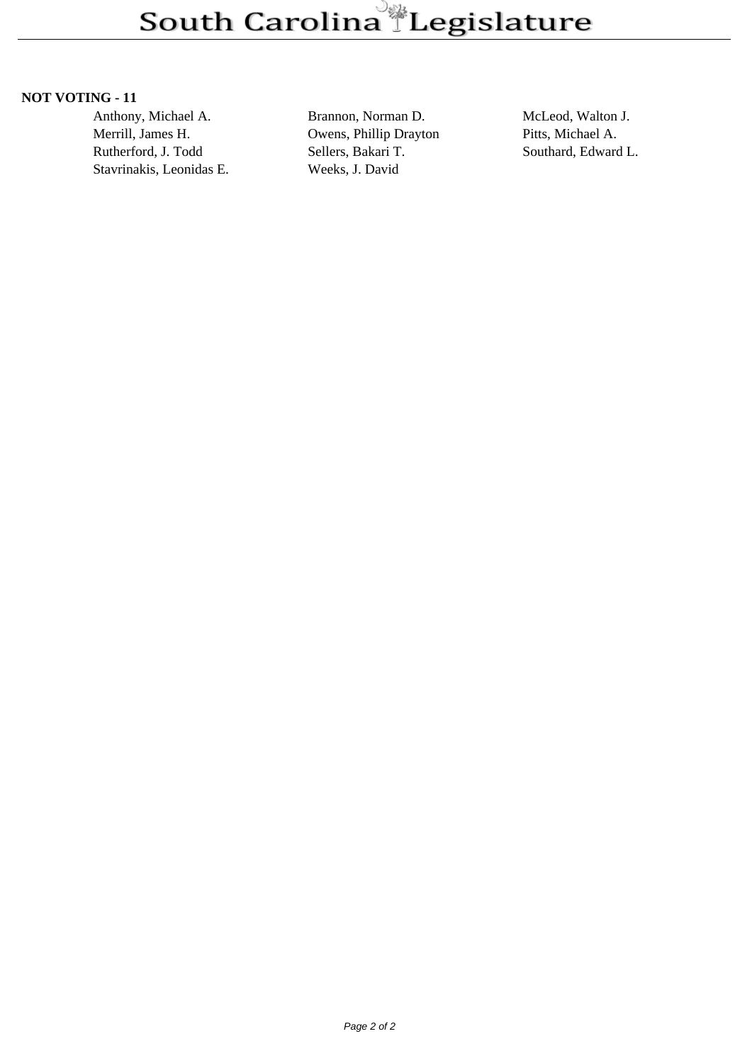**NOT VOTING - 11**

| | | |
|---|---|---|
| Anthony, Michael A. | Brannon, Norman D. | McLeod, Walton J. |
| Merrill, James H. | Owens, Phillip Drayton | Pitts, Michael A. |
| Rutherford, J. Todd | Sellers, Bakari T. | Southard, Edward L. |
| Stavrinakis, Leonidas E. | Weeks, J. David | |